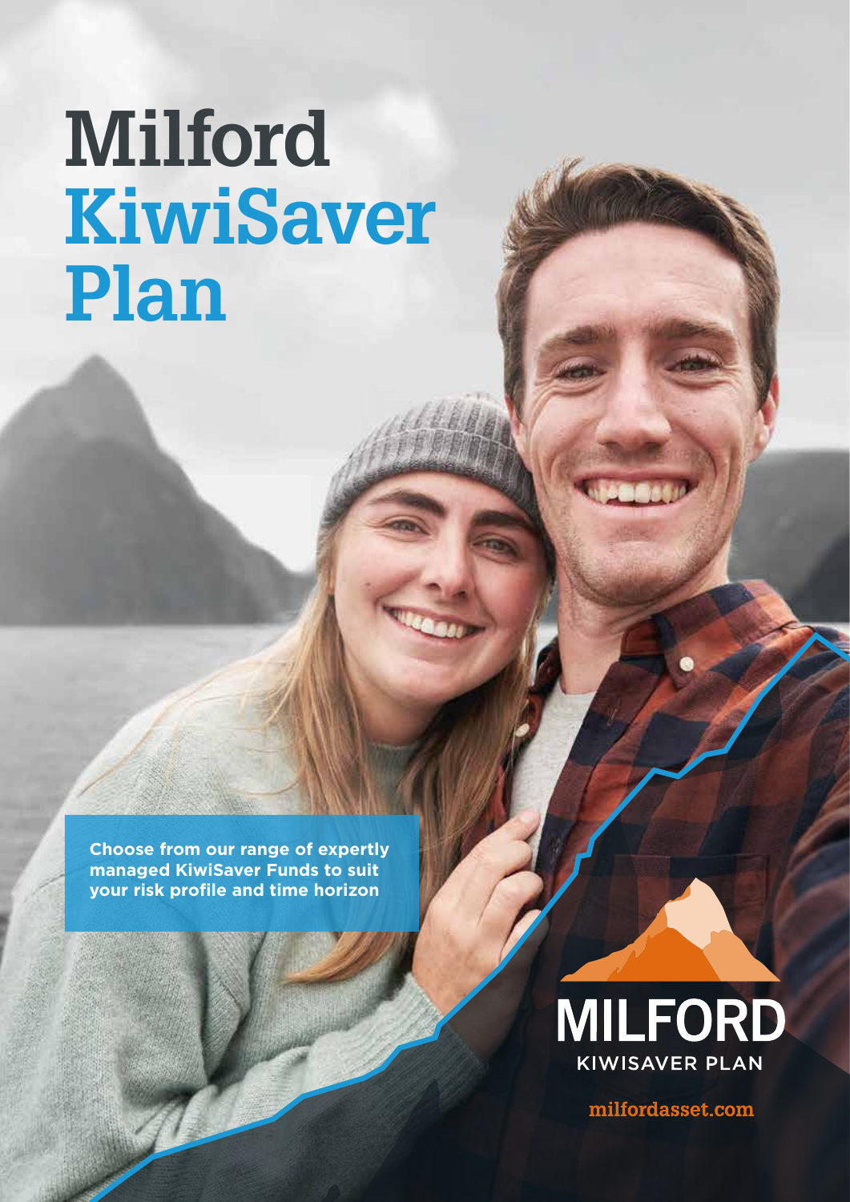# Milford KiwiSaver Plan

**Choose from our range of expertly managed KiwiSaver Funds to suit your risk profile and time horizon**

MILFORD
KIWISAVER PLAN

milfordasset.com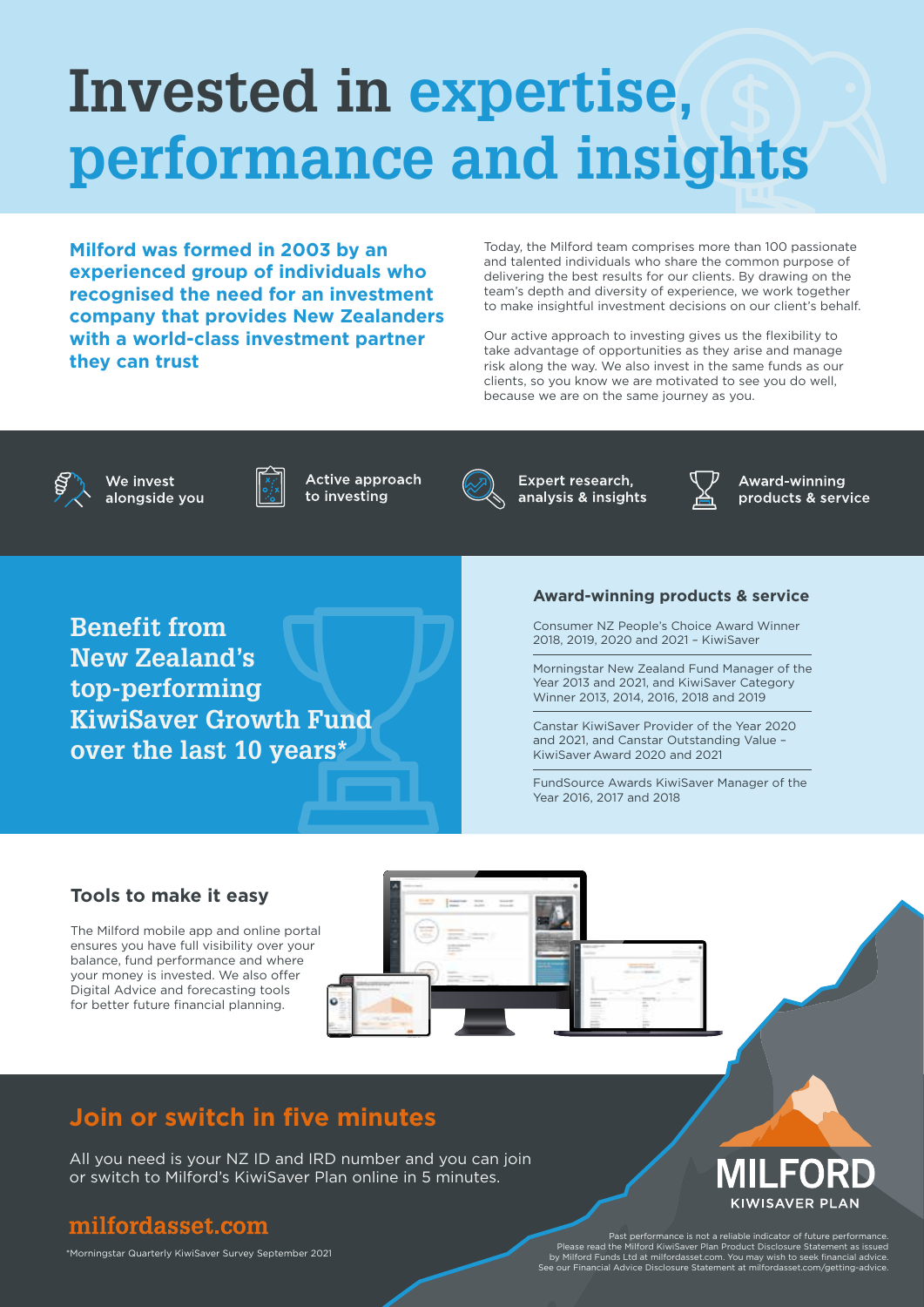# Invested in expertise, performance and insights

**Milford was formed in 2003 by an experienced group of individuals who recognised the need for an investment company that provides New Zealanders with a world-class investment partner they can trust**

Today, the Milford team comprises more than 100 passionate and talented individuals who share the common purpose of delivering the best results for our clients. By drawing on the team's depth and diversity of experience, we work together to make insightful investment decisions on our client's behalf.

Our active approach to investing gives us the flexibility to take advantage of opportunities as they arise and manage risk along the way. We also invest in the same funds as our clients, so you know we are motivated to see you do well, because we are on the same journey as you.

- We invest alongside you
- Active approach to investing
- Expert research, analysis & insights
- Award-winning products & service

## Benefit from New Zealand's top-performing KiwiSaver Growth Fund over the last 10 years*

### Award-winning products & service

Consumer NZ People's Choice Award Winner 2018, 2019, 2020 and 2021 – KiwiSaver

Morningstar New Zealand Fund Manager of the Year 2013 and 2021, and KiwiSaver Category Winner 2013, 2014, 2016, 2018 and 2019

Canstar KiwiSaver Provider of the Year 2020 and 2021, and Canstar Outstanding Value – KiwiSaver Award 2020 and 2021

FundSource Awards KiwiSaver Manager of the Year 2016, 2017 and 2018

### Tools to make it easy

The Milford mobile app and online portal ensures you have full visibility over your balance, fund performance and where your money is invested. We also offer Digital Advice and forecasting tools for better future financial planning.

## Join or switch in five minutes

All you need is your NZ ID and IRD number and you can join or switch to Milford's KiwiSaver Plan online in 5 minutes.

**milfordasset.com**

MILFORD KIWISAVER PLAN

*Morningstar Quarterly KiwiSaver Survey September 2021

Past performance is not a reliable indicator of future performance. Please read the Milford KiwiSaver Plan Product Disclosure Statement as issued by Milford Funds Ltd at milfordasset.com. You may wish to seek financial advice. See our Financial Advice Disclosure Statement at milfordasset.com/getting-advice.